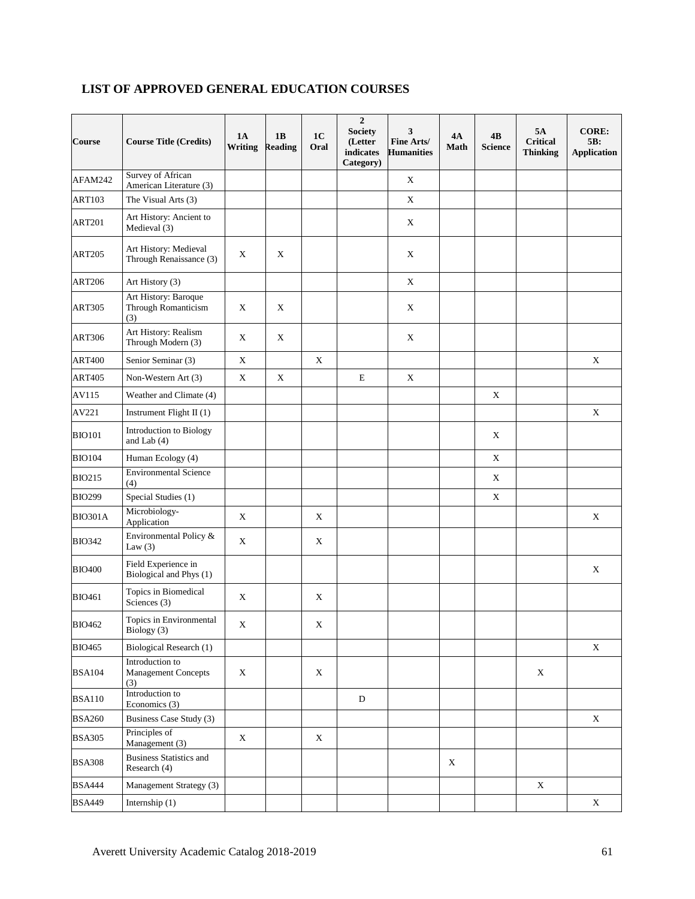## LIST OF APPROVED GENERAL EDUCATION COURSES

| Course | Course Title (Credits) | 1A Writing | 1B Reading | 1C Oral | 2 Society (Letter indicates Category) | 3 Fine Arts/ Humanities | 4A Math | 4B Science | 5A Critical Thinking | CORE: 5B: Application |
|---|---|---|---|---|---|---|---|---|---|---|
| AFAM242 | Survey of African American Literature (3) | | | | | X | | | | |
| ART103 | The Visual Arts (3) | | | | | X | | | | |
| ART201 | Art History: Ancient to Medieval (3) | | | | | X | | | | |
| ART205 | Art History: Medieval Through Renaissance (3) | X | X | | | X | | | | |
| ART206 | Art History (3) | | | | | X | | | | |
| ART305 | Art History: Baroque Through Romanticism (3) | X | X | | | X | | | | |
| ART306 | Art History: Realism Through Modern (3) | X | X | | | X | | | | |
| ART400 | Senior Seminar (3) | X | | X | | | | | | X |
| ART405 | Non-Western Art (3) | X | X | | E | X | | | | |
| AV115 | Weather and Climate (4) | | | | | | | X | | |
| AV221 | Instrument Flight II (1) | | | | | | | | | X |
| BIO101 | Introduction to Biology and Lab (4) | | | | | | | X | | |
| BIO104 | Human Ecology (4) | | | | | | | X | | |
| BIO215 | Environmental Science (4) | | | | | | | X | | |
| BIO299 | Special Studies (1) | | | | | | | X | | |
| BIO301A | Microbiology-Application | X | | X | | | | | | X |
| BIO342 | Environmental Policy & Law (3) | X | | X | | | | | | |
| BIO400 | Field Experience in Biological and Phys (1) | | | | | | | | | X |
| BIO461 | Topics in Biomedical Sciences (3) | X | | X | | | | | | |
| BIO462 | Topics in Environmental Biology (3) | X | | X | | | | | | |
| BIO465 | Biological Research (1) | | | | | | | | | X |
| BSA104 | Introduction to Management Concepts (3) | X | | X | | | | | X | |
| BSA110 | Introduction to Economics (3) | | | | D | | | | | |
| BSA260 | Business Case Study (3) | | | | | | | | | X |
| BSA305 | Principles of Management (3) | X | | X | | | | | | |
| BSA308 | Business Statistics and Research (4) | | | | | | X | | | |
| BSA444 | Management Strategy (3) | | | | | | | | X | |
| BSA449 | Internship (1) | | | | | | | | | X |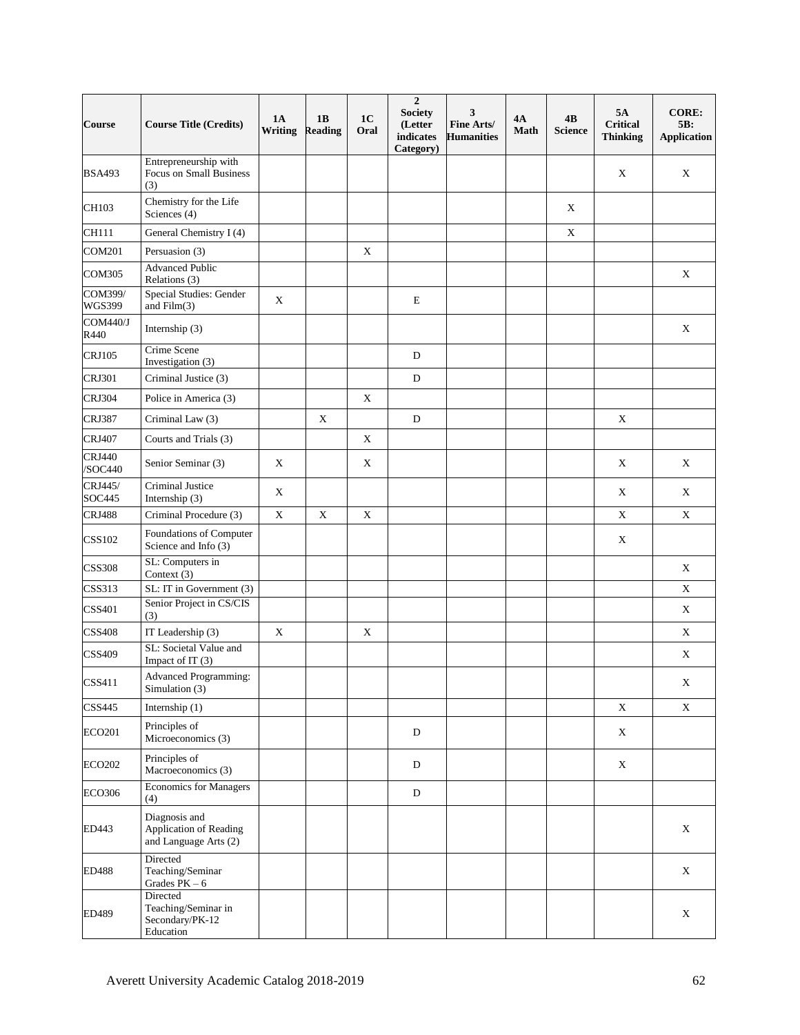| Course | Course Title (Credits) | 1A Writing | 1B Reading | 1C Oral | 2 Society (Letter indicates Category) | 3 Fine Arts/ Humanities | 4A Math | 4B Science | 5A Critical Thinking | CORE: 5B: Application |
|---|---|---|---|---|---|---|---|---|---|---|
| BSA493 | Entrepreneurship with Focus on Small Business (3) | | | | | | | | X | X |
| CH103 | Chemistry for the Life Sciences (4) | | | | | | | X | | |
| CH111 | General Chemistry I (4) | | | | | | | X | | |
| COM201 | Persuasion (3) | | | X | | | | | | |
| COM305 | Advanced Public Relations (3) | | | | | | | | | X |
| COM399/ WGS399 | Special Studies: Gender and Film(3) | X | | | E | | | | | |
| COM440/J R440 | Internship (3) | | | | | | | | | X |
| CRJ105 | Crime Scene Investigation (3) | | | | D | | | | | |
| CRJ301 | Criminal Justice (3) | | | | D | | | | | |
| CRJ304 | Police in America (3) | | | X | | | | | | |
| CRJ387 | Criminal Law (3) | | X | | D | | | | X | |
| CRJ407 | Courts and Trials (3) | | | X | | | | | | |
| CRJ440 /SOC440 | Senior Seminar (3) | X | | X | | | | | X | X |
| CRJ445/ SOC445 | Criminal Justice Internship (3) | X | | | | | | | X | X |
| CRJ488 | Criminal Procedure (3) | X | X | X | | | | | X | X |
| CSS102 | Foundations of Computer Science and Info (3) | | | | | | | | X | |
| CSS308 | SL: Computers in Context (3) | | | | | | | | | X |
| CSS313 | SL: IT in Government (3) | | | | | | | | | X |
| CSS401 | Senior Project in CS/CIS (3) | | | | | | | | | X |
| CSS408 | IT Leadership (3) | X | | X | | | | | | X |
| CSS409 | SL: Societal Value and Impact of IT (3) | | | | | | | | | X |
| CSS411 | Advanced Programming: Simulation (3) | | | | | | | | | X |
| CSS445 | Internship (1) | | | | | | | | X | X |
| ECO201 | Principles of Microeconomics (3) | | | | D | | | | X | |
| ECO202 | Principles of Macroeconomics (3) | | | | D | | | | X | |
| ECO306 | Economics for Managers (4) | | | | D | | | | | |
| ED443 | Diagnosis and Application of Reading and Language Arts (2) | | | | | | | | | X |
| ED488 | Directed Teaching/Seminar Grades PK – 6 | | | | | | | | | X |
| ED489 | Directed Teaching/Seminar in Secondary/PK-12 Education | | | | | | | | | X |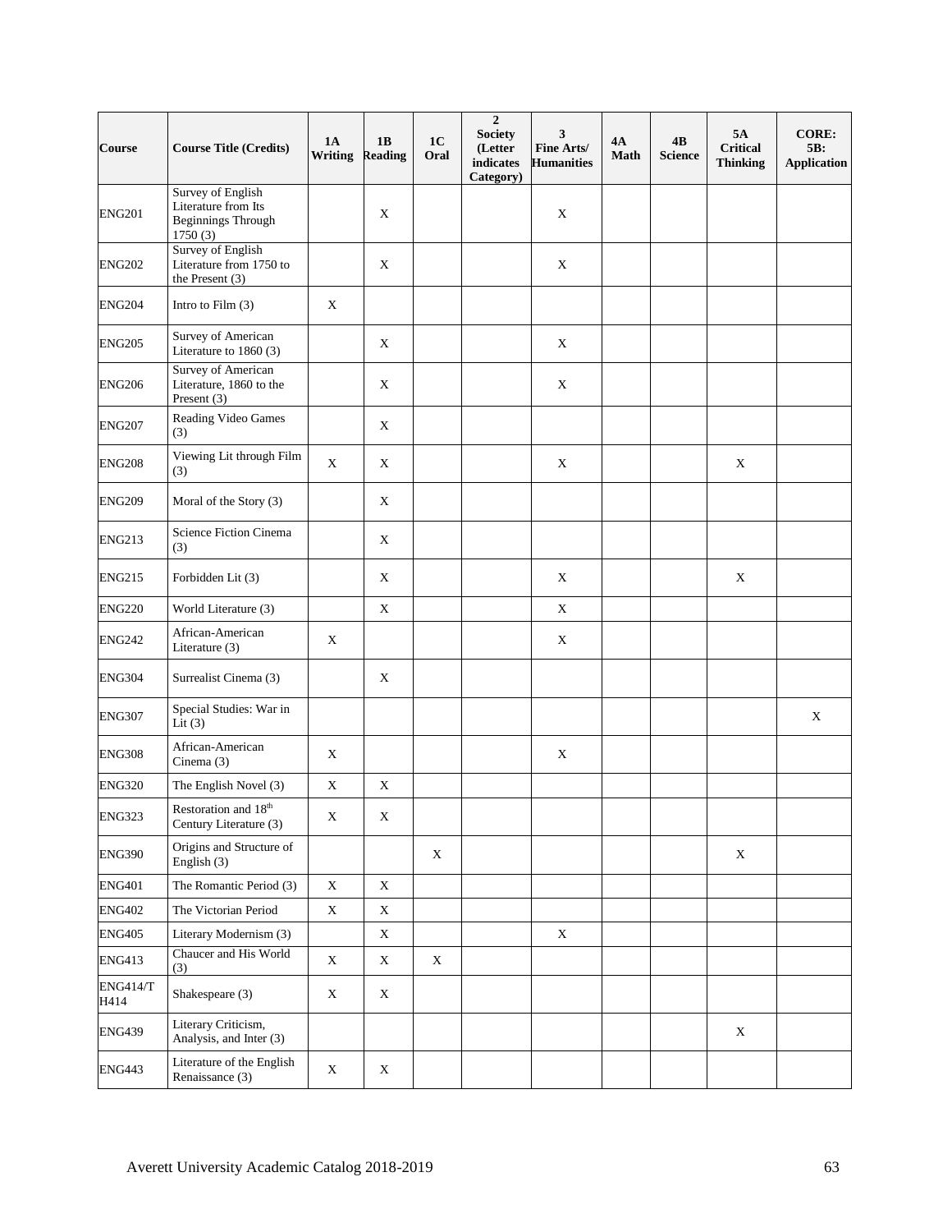| Course | Course Title (Credits) | 1A Writing | 1B Reading | 1C Oral | 2 Society (Letter indicates Category) | 3 Fine Arts/ Humanities | 4A Math | 4B Science | 5A Critical Thinking | CORE: 5B: Application |
|---|---|---|---|---|---|---|---|---|---|---|
| ENG201 | Survey of English Literature from Its Beginnings Through 1750 (3) | | X | | | X | | | | |
| ENG202 | Survey of English Literature from 1750 to the Present (3) | | X | | | X | | | | |
| ENG204 | Intro to Film (3) | X | | | | | | | | |
| ENG205 | Survey of American Literature to 1860 (3) | | X | | | X | | | | |
| ENG206 | Survey of American Literature, 1860 to the Present (3) | | X | | | X | | | | |
| ENG207 | Reading Video Games (3) | | X | | | | | | | |
| ENG208 | Viewing Lit through Film (3) | X | X | | | X | | | X | |
| ENG209 | Moral of the Story (3) | | X | | | | | | | |
| ENG213 | Science Fiction Cinema (3) | | X | | | | | | | |
| ENG215 | Forbidden Lit (3) | | X | | | X | | | X | |
| ENG220 | World Literature (3) | | X | | | X | | | | |
| ENG242 | African-American Literature (3) | X | | | | X | | | | |
| ENG304 | Surrealist Cinema (3) | | X | | | | | | | |
| ENG307 | Special Studies: War in Lit (3) | | | | | | | | | X |
| ENG308 | African-American Cinema (3) | X | | | | X | | | | |
| ENG320 | The English Novel (3) | X | X | | | | | | | |
| ENG323 | Restoration and 18th Century Literature (3) | X | X | | | | | | | |
| ENG390 | Origins and Structure of English (3) | | | X | | | | | X | |
| ENG401 | The Romantic Period (3) | X | X | | | | | | | |
| ENG402 | The Victorian Period | X | X | | | | | | | |
| ENG405 | Literary Modernism (3) | | X | | | X | | | | |
| ENG413 | Chaucer and His World (3) | X | X | X | | | | | | |
| ENG414/TH414 | Shakespeare (3) | X | X | | | | | | | |
| ENG439 | Literary Criticism, Analysis, and Inter (3) | | | | | | | | X | |
| ENG443 | Literature of the English Renaissance (3) | X | X | | | | | | | |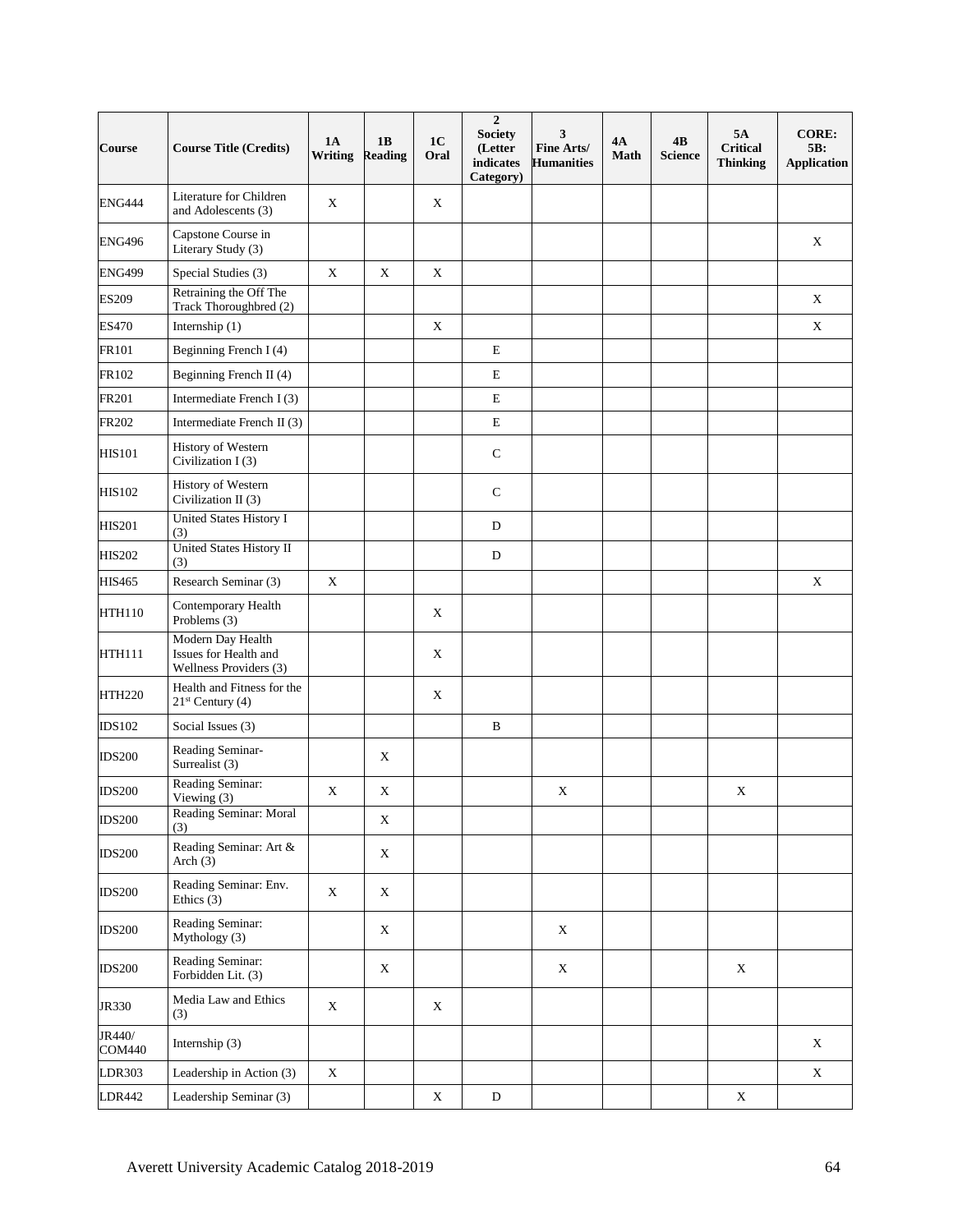| Course | Course Title (Credits) | 1A Writing | 1B Reading | 1C Oral | 2 Society (Letter indicates Category) | 3 Fine Arts/ Humanities | 4A Math | 4B Science | 5A Critical Thinking | CORE: 5B: Application |
|---|---|---|---|---|---|---|---|---|---|---|
| ENG444 | Literature for Children and Adolescents (3) | X | | X | | | | | | |
| ENG496 | Capstone Course in Literary Study (3) | | | | | | | | | X |
| ENG499 | Special Studies (3) | X | X | X | | | | | | |
| ES209 | Retraining the Off The Track Thoroughbred (2) | | | | | | | | | X |
| ES470 | Internship (1) | | | X | | | | | | X |
| FR101 | Beginning French I (4) | | | | E | | | | | |
| FR102 | Beginning French II (4) | | | | E | | | | | |
| FR201 | Intermediate French I (3) | | | | E | | | | | |
| FR202 | Intermediate French II (3) | | | | E | | | | | |
| HIS101 | History of Western Civilization I (3) | | | | C | | | | | |
| HIS102 | History of Western Civilization II (3) | | | | C | | | | | |
| HIS201 | United States History I (3) | | | | D | | | | | |
| HIS202 | United States History II (3) | | | | D | | | | | |
| HIS465 | Research Seminar (3) | X | | | | | | | | X |
| HTH110 | Contemporary Health Problems (3) | | | X | | | | | | |
| HTH111 | Modern Day Health Issues for Health and Wellness Providers (3) | | | X | | | | | | |
| HTH220 | Health and Fitness for the 21st Century (4) | | | X | | | | | | |
| IDS102 | Social Issues (3) | | | | B | | | | | |
| IDS200 | Reading Seminar- Surrealist (3) | | X | | | | | | | |
| IDS200 | Reading Seminar: Viewing (3) | X | X | | | X | | | X | |
| IDS200 | Reading Seminar: Moral (3) | | X | | | | | | | |
| IDS200 | Reading Seminar: Art & Arch (3) | | X | | | | | | | |
| IDS200 | Reading Seminar: Env. Ethics (3) | X | X | | | | | | | |
| IDS200 | Reading Seminar: Mythology (3) | | X | | | X | | | | |
| IDS200 | Reading Seminar: Forbidden Lit. (3) | | X | | | X | | | X | |
| JR330 | Media Law and Ethics (3) | X | | X | | | | | | |
| JR440/ COM440 | Internship (3) | | | | | | | | | X |
| LDR303 | Leadership in Action (3) | X | | | | | | | | X |
| LDR442 | Leadership Seminar (3) | | | X | D | | | | X | |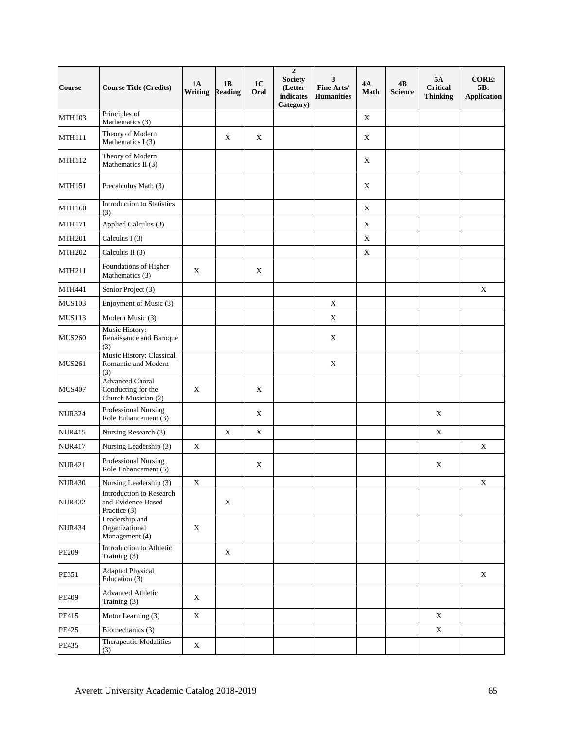| Course | Course Title (Credits) | 1A Writing | 1B Reading | 1C Oral | 2 Society (Letter indicates Category) | 3 Fine Arts/ Humanities | 4A Math | 4B Science | 5A Critical Thinking | CORE: 5B: Application |
|---|---|---|---|---|---|---|---|---|---|---|
| MTH103 | Principles of Mathematics (3) | | | | | | X | | | |
| MTH111 | Theory of Modern Mathematics I (3) | | X | X | | | X | | | |
| MTH112 | Theory of Modern Mathematics II (3) | | | | | | X | | | |
| MTH151 | Precalculus Math (3) | | | | | | X | | | |
| MTH160 | Introduction to Statistics (3) | | | | | | X | | | |
| MTH171 | Applied Calculus (3) | | | | | | X | | | |
| MTH201 | Calculus I (3) | | | | | | X | | | |
| MTH202 | Calculus II (3) | | | | | | X | | | |
| MTH211 | Foundations of Higher Mathematics (3) | X | | X | | | | | | |
| MTH441 | Senior Project (3) | | | | | | | | | X |
| MUS103 | Enjoyment of Music (3) | | | | | X | | | | |
| MUS113 | Modern Music (3) | | | | | X | | | | |
| MUS260 | Music History: Renaissance and Baroque (3) | | | | | X | | | | |
| MUS261 | Music History: Classical, Romantic and Modern (3) | | | | | X | | | | |
| MUS407 | Advanced Choral Conducting for the Church Musician (2) | X | | X | | | | | | |
| NUR324 | Professional Nursing Role Enhancement (3) | | | X | | | | | X | |
| NUR415 | Nursing Research (3) | | X | X | | | | | X | |
| NUR417 | Nursing Leadership (3) | X | | | | | | | | X |
| NUR421 | Professional Nursing Role Enhancement (5) | | | X | | | | | X | |
| NUR430 | Nursing Leadership (3) | X | | | | | | | | X |
| NUR432 | Introduction to Research and Evidence-Based Practice (3) | | X | | | | | | | |
| NUR434 | Leadership and Organizational Management (4) | X | | | | | | | | |
| PE209 | Introduction to Athletic Training (3) | | X | | | | | | | |
| PE351 | Adapted Physical Education (3) | | | | | | | | | X |
| PE409 | Advanced Athletic Training (3) | X | | | | | | | | |
| PE415 | Motor Learning (3) | X | | | | | | | X | |
| PE425 | Biomechanics (3) | | | | | | | | X | |
| PE435 | Therapeutic Modalities (3) | X | | | | | | | | |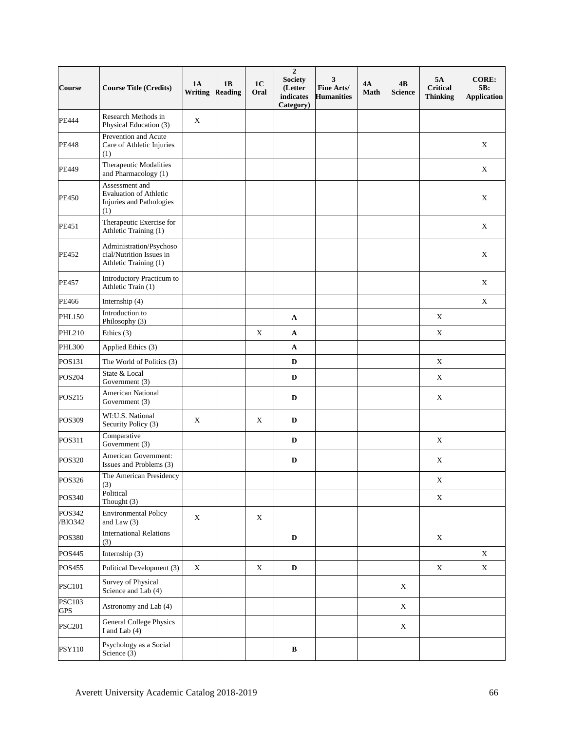| Course | Course Title (Credits) | 1A Writing | 1B Reading | 1C Oral | 2 Society (Letter indicates Category) | 3 Fine Arts/ Humanities | 4A Math | 4B Science | 5A Critical Thinking | CORE: 5B: Application |
|---|---|---|---|---|---|---|---|---|---|---|
| PE444 | Research Methods in Physical Education (3) | X | | | | | | | | |
| PE448 | Prevention and Acute Care of Athletic Injuries (1) | | | | | | | | | X |
| PE449 | Therapeutic Modalities and Pharmacology (1) | | | | | | | | | X |
| PE450 | Assessment and Evaluation of Athletic Injuries and Pathologies (1) | | | | | | | | | X |
| PE451 | Therapeutic Exercise for Athletic Training (1) | | | | | | | | | X |
| PE452 | Administration/Psychosocial/Nutrition Issues in Athletic Training (1) | | | | | | | | | X |
| PE457 | Introductory Practicum to Athletic Train (1) | | | | | | | | | X |
| PE466 | Internship (4) | | | | | | | | | X |
| PHL150 | Introduction to Philosophy (3) | | | | **A** | | | | X | |
| PHL210 | Ethics (3) | | | X | **A** | | | | X | |
| PHL300 | Applied Ethics (3) | | | | **A** | | | | | |
| POS131 | The World of Politics (3) | | | | **D** | | | | X | |
| POS204 | State & Local Government (3) | | | | **D** | | | | X | |
| POS215 | American National Government (3) | | | | **D** | | | | X | |
| POS309 | WI:U.S. National Security Policy (3) | X | | X | **D** | | | | | |
| POS311 | Comparative Government (3) | | | | **D** | | | | X | |
| POS320 | American Government: Issues and Problems (3) | | | | **D** | | | | X | |
| POS326 | The American Presidency (3) | | | | | | | | X | |
| POS340 | Political Thought (3) | | | | | | | | X | |
| POS342 /BIO342 | Environmental Policy and Law (3) | X | | X | | | | | | |
| POS380 | International Relations (3) | | | | **D** | | | | X | |
| POS445 | Internship (3) | | | | | | | | | X |
| POS455 | Political Development (3) | X | | X | **D** | | | | X | X |
| PSC101 | Survey of Physical Science and Lab (4) | | | | | | | X | | |
| PSC103 GPS | Astronomy and Lab (4) | | | | | | | X | | |
| PSC201 | General College Physics I and Lab (4) | | | | | | | X | | |
| PSY110 | Psychology as a Social Science (3) | | | | **B** | | | | | |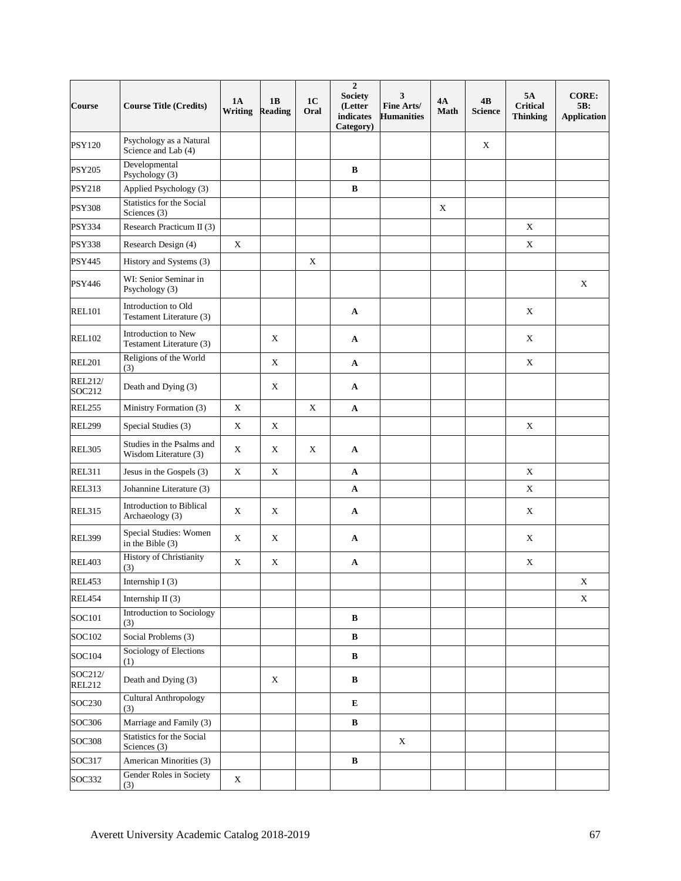| Course | Course Title (Credits) | 1A Writing | 1B Reading | 1C Oral | 2 Society (Letter indicates Category) | 3 Fine Arts/ Humanities | 4A Math | 4B Science | 5A Critical Thinking | CORE: 5B: Application |
|---|---|---|---|---|---|---|---|---|---|---|
| PSY120 | Psychology as a Natural Science and Lab (4) | | | | | | | X | | |
| PSY205 | Developmental Psychology (3) | | | | **B** | | | | | |
| PSY218 | Applied Psychology (3) | | | | **B** | | | | | |
| PSY308 | Statistics for the Social Sciences (3) | | | | | | X | | | |
| PSY334 | Research Practicum II (3) | | | | | | | | X | |
| PSY338 | Research Design (4) | X | | | | | | | X | |
| PSY445 | History and Systems (3) | | | X | | | | | | |
| PSY446 | WI: Senior Seminar in Psychology (3) | | | | | | | | | X |
| REL101 | Introduction to Old Testament Literature (3) | | | | **A** | | | | X | |
| REL102 | Introduction to New Testament Literature (3) | | X | | **A** | | | | X | |
| REL201 | Religions of the World (3) | | X | | **A** | | | | X | |
| REL212/ SOC212 | Death and Dying (3) | | X | | **A** | | | | | |
| REL255 | Ministry Formation (3) | X | | X | **A** | | | | | |
| REL299 | Special Studies (3) | X | X | | | | | | X | |
| REL305 | Studies in the Psalms and Wisdom Literature (3) | X | X | X | **A** | | | | | |
| REL311 | Jesus in the Gospels (3) | X | X | | **A** | | | | X | |
| REL313 | Johannine Literature (3) | | | | **A** | | | | X | |
| REL315 | Introduction to Biblical Archaeology (3) | X | X | | **A** | | | | X | |
| REL399 | Special Studies: Women in the Bible (3) | X | X | | **A** | | | | X | |
| REL403 | History of Christianity (3) | X | X | | **A** | | | | X | |
| REL453 | Internship I (3) | | | | | | | | | X |
| REL454 | Internship II (3) | | | | | | | | | X |
| SOC101 | Introduction to Sociology (3) | | | | **B** | | | | | |
| SOC102 | Social Problems (3) | | | | **B** | | | | | |
| SOC104 | Sociology of Elections (1) | | | | **B** | | | | | |
| SOC212/ REL212 | Death and Dying (3) | | X | | **B** | | | | | |
| SOC230 | Cultural Anthropology (3) | | | | **E** | | | | | |
| SOC306 | Marriage and Family (3) | | | | **B** | | | | | |
| SOC308 | Statistics for the Social Sciences (3) | | | | | X | | | | |
| SOC317 | American Minorities (3) | | | | **B** | | | | | |
| SOC332 | Gender Roles in Society (3) | X | | | | | | | | |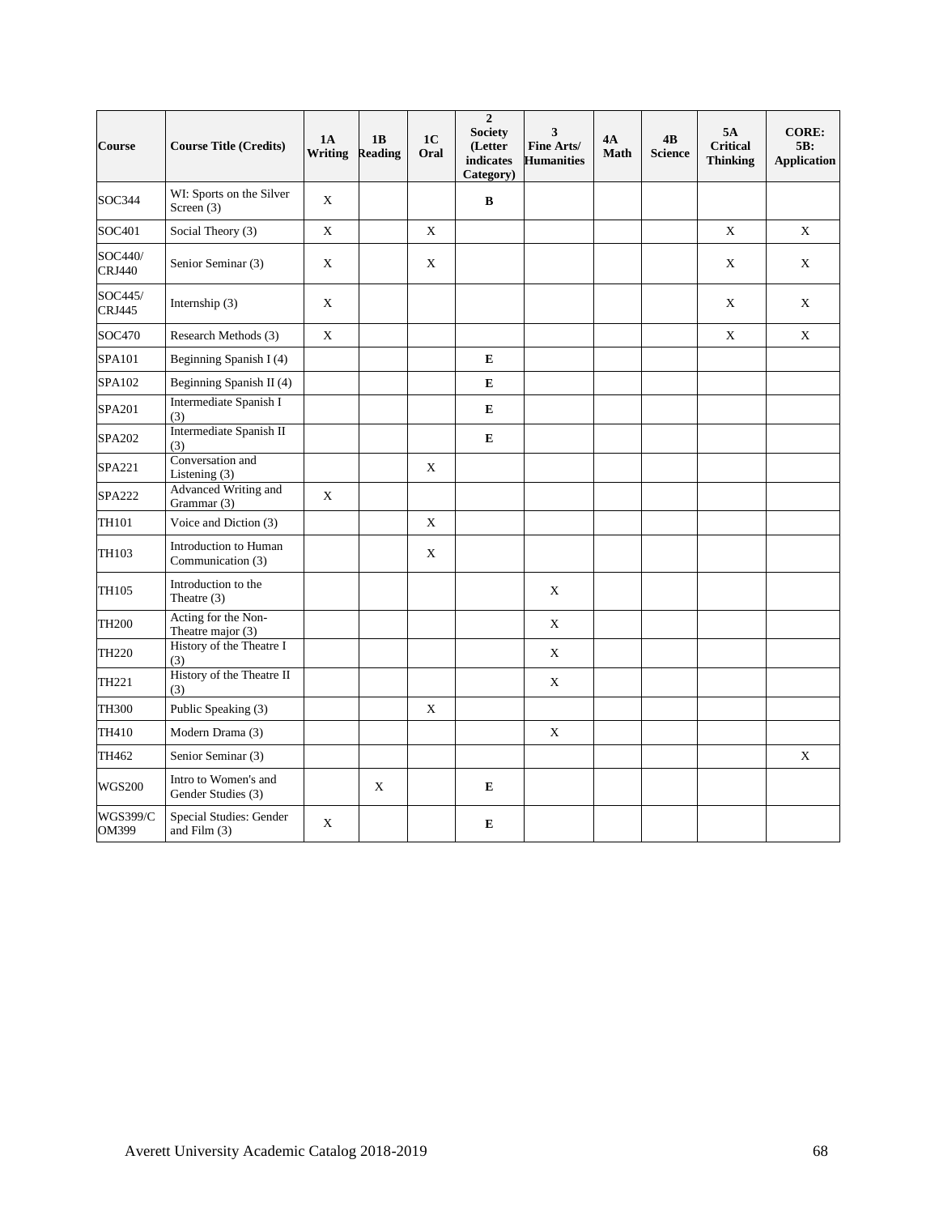| Course | Course Title (Credits) | 1A Writing | 1B Reading | 1C Oral | 2 Society (Letter indicates Category) | 3 Fine Arts/ Humanities | 4A Math | 4B Science | 5A Critical Thinking | CORE: 5B: Application |
|---|---|---|---|---|---|---|---|---|---|---|
| SOC344 | WI: Sports on the Silver Screen (3) | X | | | **B** | | | | | |
| SOC401 | Social Theory (3) | X | | X | | | | | X | X |
| SOC440/ CRJ440 | Senior Seminar (3) | X | | X | | | | | X | X |
| SOC445/ CRJ445 | Internship (3) | X | | | | | | | X | X |
| SOC470 | Research Methods (3) | X | | | | | | | X | X |
| SPA101 | Beginning Spanish I (4) | | | | **E** | | | | | |
| SPA102 | Beginning Spanish II (4) | | | | **E** | | | | | |
| SPA201 | Intermediate Spanish I (3) | | | | **E** | | | | | |
| SPA202 | Intermediate Spanish II (3) | | | | **E** | | | | | |
| SPA221 | Conversation and Listening (3) | | | X | | | | | | |
| SPA222 | Advanced Writing and Grammar (3) | X | | | | | | | | |
| TH101 | Voice and Diction (3) | | | X | | | | | | |
| TH103 | Introduction to Human Communication (3) | | | X | | | | | | |
| TH105 | Introduction to the Theatre (3) | | | | | X | | | | |
| TH200 | Acting for the Non-Theatre major (3) | | | | | X | | | | |
| TH220 | History of the Theatre I (3) | | | | | X | | | | |
| TH221 | History of the Theatre II (3) | | | | | X | | | | |
| TH300 | Public Speaking (3) | | | X | | | | | | |
| TH410 | Modern Drama (3) | | | | | X | | | | |
| TH462 | Senior Seminar (3) | | | | | | | | | X |
| WGS200 | Intro to Women's and Gender Studies (3) | | X | | **E** | | | | | |
| WGS399/COM399 | Special Studies: Gender and Film (3) | X | | | **E** | | | | | |